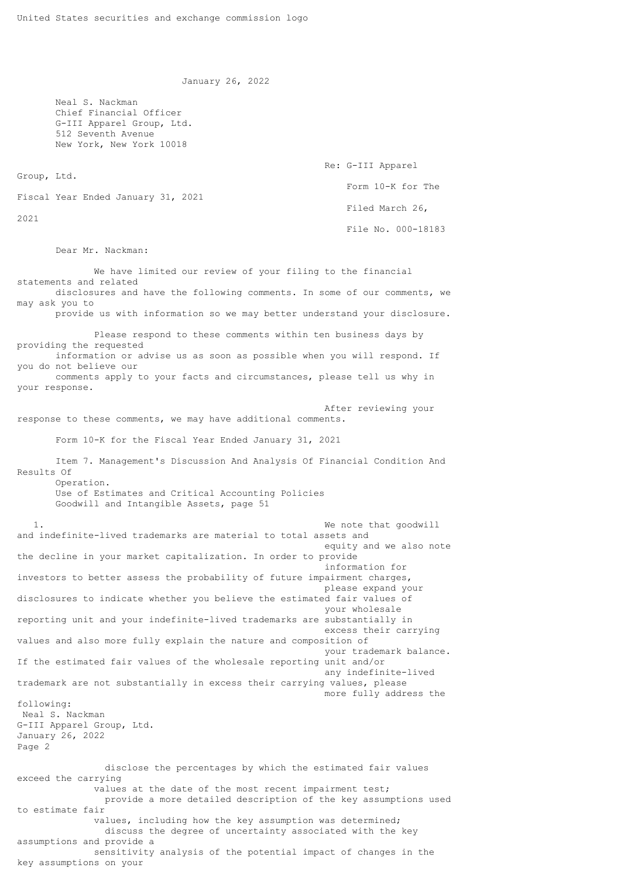United States securities and exchange commission logo

January 26, 2022

Neal S. Nackman
Chief Financial Officer
G-III Apparel Group, Ltd.
512 Seventh Avenue
New York, New York 10018

Re: G-III Apparel Group, Ltd.
Form 10-K for The Fiscal Year Ended January 31, 2021
Filed March 26, 2021
File No. 000-18183

Dear Mr. Nackman:

We have limited our review of your filing to the financial statements and related disclosures and have the following comments. In some of our comments, we may ask you to provide us with information so we may better understand your disclosure.

Please respond to these comments within ten business days by providing the requested information or advise us as soon as possible when you will respond. If you do not believe our comments apply to your facts and circumstances, please tell us why in your response.

After reviewing your response to these comments, we may have additional comments.

Form 10-K for the Fiscal Year Ended January 31, 2021

Item 7. Management's Discussion And Analysis Of Financial Condition And Results Of Operation.
Use of Estimates and Critical Accounting Policies
Goodwill and Intangible Assets, page 51

1. We note that goodwill and indefinite-lived trademarks are material to total assets and equity and we also note the decline in your market capitalization. In order to provide information for investors to better assess the probability of future impairment charges, please expand your disclosures to indicate whether you believe the estimated fair values of your wholesale reporting unit and your indefinite-lived trademarks are substantially in excess their carrying values and also more fully explain the nature and composition of your trademark balance. If the estimated fair values of the wholesale reporting unit and/or any indefinite-lived trademark are not substantially in excess their carrying values, please more fully address the following:

- disclose the percentages by which the estimated fair values exceed the carrying values at the date of the most recent impairment test;
- provide a more detailed description of the key assumptions used to estimate fair values, including how the key assumption was determined;
- discuss the degree of uncertainty associated with the key assumptions and provide a sensitivity analysis of the potential impact of changes in the key assumptions on your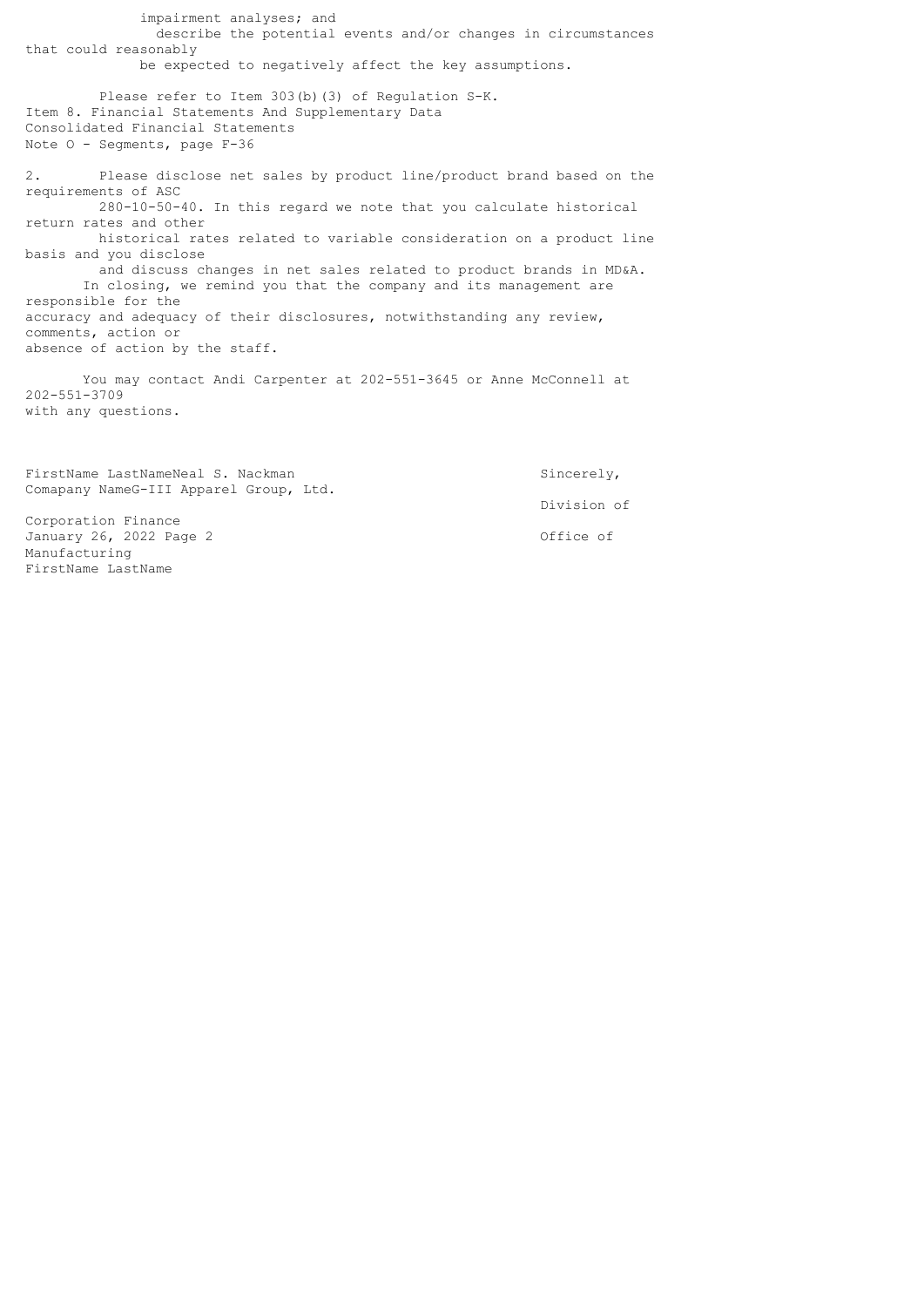impairment analyses; and

describe the potential events and/or changes in circumstances that could reasonably be expected to negatively affect the key assumptions.

Please refer to Item 303(b)(3) of Regulation S-K.

Item 8. Financial Statements And Supplementary Data
Consolidated Financial Statements
Note O - Segments, page F-36

2. Please disclose net sales by product line/product brand based on the requirements of ASC 280-10-50-40. In this regard we note that you calculate historical return rates and other historical rates related to variable consideration on a product line basis and you disclose and discuss changes in net sales related to product brands in MD&A.

In closing, we remind you that the company and its management are responsible for the accuracy and adequacy of their disclosures, notwithstanding any review, comments, action or absence of action by the staff.

You may contact Andi Carpenter at 202-551-3645 or Anne McConnell at 202-551-3709 with any questions.

Sincerely,

Division of Corporation Finance
Office of Manufacturing